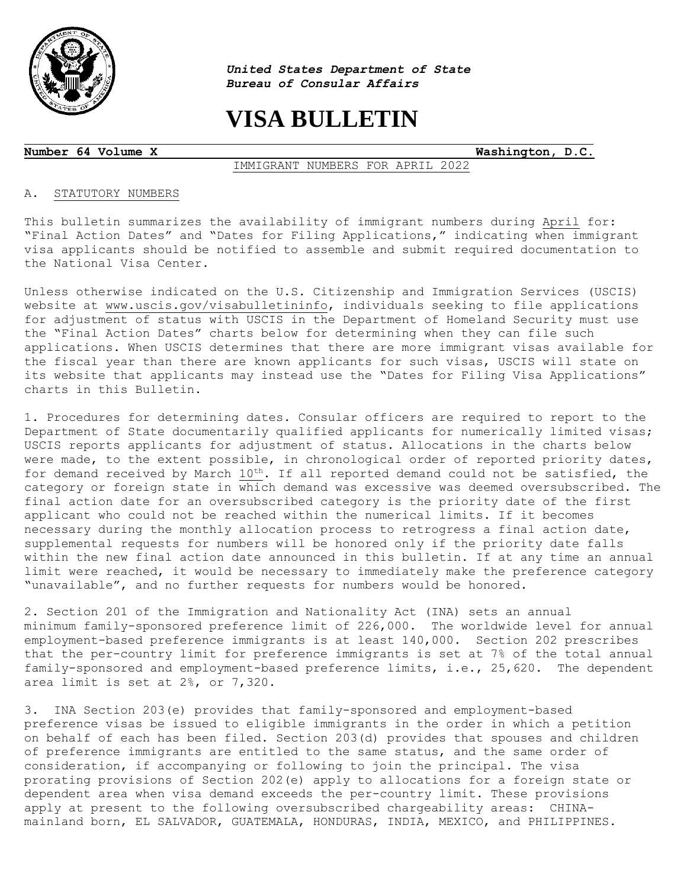*United States Department of State*
*Bureau of Consular Affairs*

# VISA BULLETIN

**Number 64 Volume X** **Washington, D.C.**

IMMIGRANT NUMBERS FOR APRIL 2022

## A. STATUTORY NUMBERS

This bulletin summarizes the availability of immigrant numbers during April for: "Final Action Dates" and "Dates for Filing Applications," indicating when immigrant visa applicants should be notified to assemble and submit required documentation to the National Visa Center.

Unless otherwise indicated on the U.S. Citizenship and Immigration Services (USCIS) website at www.uscis.gov/visabulletininfo, individuals seeking to file applications for adjustment of status with USCIS in the Department of Homeland Security must use the "Final Action Dates" charts below for determining when they can file such applications. When USCIS determines that there are more immigrant visas available for the fiscal year than there are known applicants for such visas, USCIS will state on its website that applicants may instead use the "Dates for Filing Visa Applications" charts in this Bulletin.

1. Procedures for determining dates. Consular officers are required to report to the Department of State documentarily qualified applicants for numerically limited visas; USCIS reports applicants for adjustment of status. Allocations in the charts below were made, to the extent possible, in chronological order of reported priority dates, for demand received by March 10th. If all reported demand could not be satisfied, the category or foreign state in which demand was excessive was deemed oversubscribed. The final action date for an oversubscribed category is the priority date of the first applicant who could not be reached within the numerical limits. If it becomes necessary during the monthly allocation process to retrogress a final action date, supplemental requests for numbers will be honored only if the priority date falls within the new final action date announced in this bulletin. If at any time an annual limit were reached, it would be necessary to immediately make the preference category "unavailable", and no further requests for numbers would be honored.

2. Section 201 of the Immigration and Nationality Act (INA) sets an annual minimum family-sponsored preference limit of 226,000. The worldwide level for annual employment-based preference immigrants is at least 140,000. Section 202 prescribes that the per-country limit for preference immigrants is set at 7% of the total annual family-sponsored and employment-based preference limits, i.e., 25,620. The dependent area limit is set at 2%, or 7,320.

3. INA Section 203(e) provides that family-sponsored and employment-based preference visas be issued to eligible immigrants in the order in which a petition on behalf of each has been filed. Section 203(d) provides that spouses and children of preference immigrants are entitled to the same status, and the same order of consideration, if accompanying or following to join the principal. The visa prorating provisions of Section 202(e) apply to allocations for a foreign state or dependent area when visa demand exceeds the per-country limit. These provisions apply at present to the following oversubscribed chargeability areas: CHINA-mainland born, EL SALVADOR, GUATEMALA, HONDURAS, INDIA, MEXICO, and PHILIPPINES.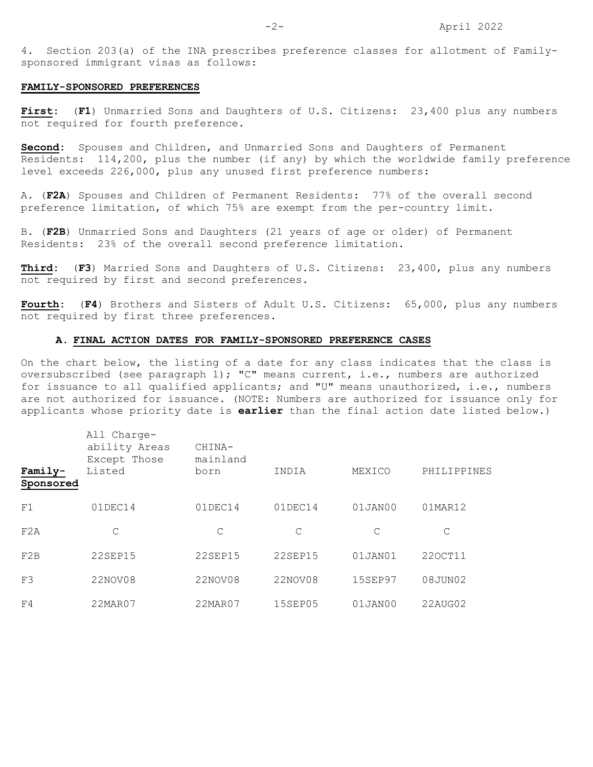4. Section 203(a) of the INA prescribes preference classes for allotment of Family-sponsored immigrant visas as follows:

**FAMILY-SPONSORED PREFERENCES**

**First**: (**F1**) Unmarried Sons and Daughters of U.S. Citizens: 23,400 plus any numbers not required for fourth preference.

**Second**: Spouses and Children, and Unmarried Sons and Daughters of Permanent Residents: 114,200, plus the number (if any) by which the worldwide family preference level exceeds 226,000, plus any unused first preference numbers:

A. (**F2A**) Spouses and Children of Permanent Residents: 77% of the overall second preference limitation, of which 75% are exempt from the per-country limit.

B. (**F2B**) Unmarried Sons and Daughters (21 years of age or older) of Permanent Residents: 23% of the overall second preference limitation.

**Third**: (**F3**) Married Sons and Daughters of U.S. Citizens: 23,400, plus any numbers not required by first and second preferences.

**Fourth**: (**F4**) Brothers and Sisters of Adult U.S. Citizens: 65,000, plus any numbers not required by first three preferences.

## A. FINAL ACTION DATES FOR FAMILY-SPONSORED PREFERENCE CASES

On the chart below, the listing of a date for any class indicates that the class is oversubscribed (see paragraph 1); "C" means current, i.e., numbers are authorized for issuance to all qualified applicants; and "U" means unauthorized, i.e., numbers are not authorized for issuance. (NOTE: Numbers are authorized for issuance only for applicants whose priority date is **earlier** than the final action date listed below.)

| **Family-Sponsored** | All Chargeability Areas Except Those Listed | CHINA-mainland born | INDIA | MEXICO | PHILIPPINES |
|---|---|---|---|---|---|
| F1 | 01DEC14 | 01DEC14 | 01DEC14 | 01JAN00 | 01MAR12 |
| F2A | C | C | C | C | C |
| F2B | 22SEP15 | 22SEP15 | 22SEP15 | 01JAN01 | 22OCT11 |
| F3 | 22NOV08 | 22NOV08 | 22NOV08 | 15SEP97 | 08JUN02 |
| F4 | 22MAR07 | 22MAR07 | 15SEP05 | 01JAN00 | 22AUG02 |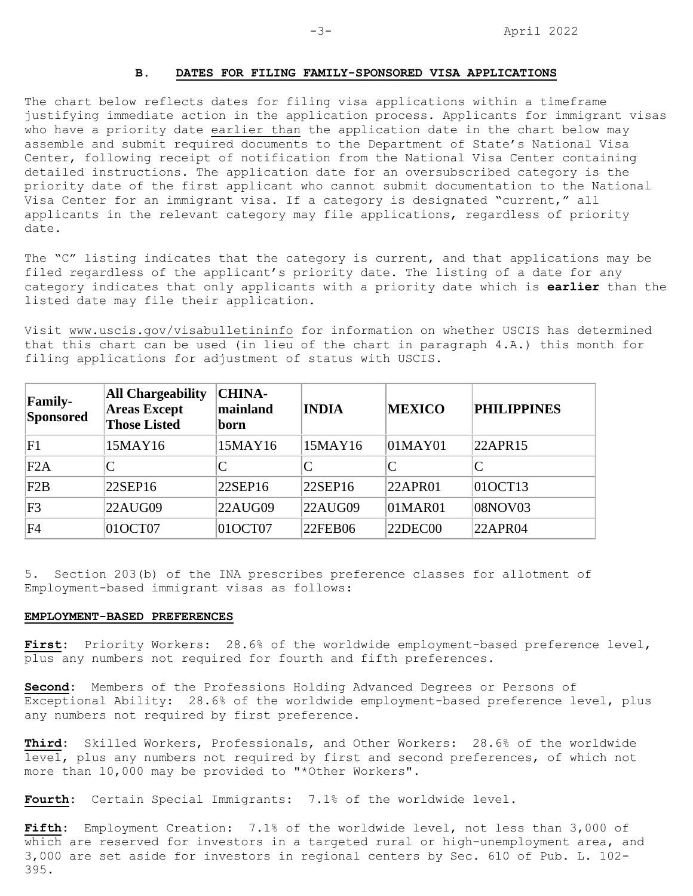### B. DATES FOR FILING FAMILY-SPONSORED VISA APPLICATIONS

The chart below reflects dates for filing visa applications within a timeframe justifying immediate action in the application process. Applicants for immigrant visas who have a priority date earlier than the application date in the chart below may assemble and submit required documents to the Department of State's National Visa Center, following receipt of notification from the National Visa Center containing detailed instructions. The application date for an oversubscribed category is the priority date of the first applicant who cannot submit documentation to the National Visa Center for an immigrant visa. If a category is designated "current," all applicants in the relevant category may file applications, regardless of priority date.

The "C" listing indicates that the category is current, and that applications may be filed regardless of the applicant's priority date. The listing of a date for any category indicates that only applicants with a priority date which is **earlier** than the listed date may file their application.

Visit www.uscis.gov/visabulletininfo for information on whether USCIS has determined that this chart can be used (in lieu of the chart in paragraph 4.A.) this month for filing applications for adjustment of status with USCIS.

| Family-Sponsored | All Chargeability Areas Except Those Listed | CHINA-mainland born | INDIA | MEXICO | PHILIPPINES |
|---|---|---|---|---|---|
| F1 | 15MAY16 | 15MAY16 | 15MAY16 | 01MAY01 | 22APR15 |
| F2A | C | C | C | C | C |
| F2B | 22SEP16 | 22SEP16 | 22SEP16 | 22APR01 | 01OCT13 |
| F3 | 22AUG09 | 22AUG09 | 22AUG09 | 01MAR01 | 08NOV03 |
| F4 | 01OCT07 | 01OCT07 | 22FEB06 | 22DEC00 | 22APR04 |

5. Section 203(b) of the INA prescribes preference classes for allotment of Employment-based immigrant visas as follows:

**EMPLOYMENT-BASED PREFERENCES**

**First**: Priority Workers: 28.6% of the worldwide employment-based preference level, plus any numbers not required for fourth and fifth preferences.

**Second**: Members of the Professions Holding Advanced Degrees or Persons of Exceptional Ability: 28.6% of the worldwide employment-based preference level, plus any numbers not required by first preference.

**Third**: Skilled Workers, Professionals, and Other Workers: 28.6% of the worldwide level, plus any numbers not required by first and second preferences, of which not more than 10,000 may be provided to "*Other Workers".

**Fourth**: Certain Special Immigrants: 7.1% of the worldwide level.

**Fifth**: Employment Creation: 7.1% of the worldwide level, not less than 3,000 of which are reserved for investors in a targeted rural or high-unemployment area, and 3,000 are set aside for investors in regional centers by Sec. 610 of Pub. L. 102-395.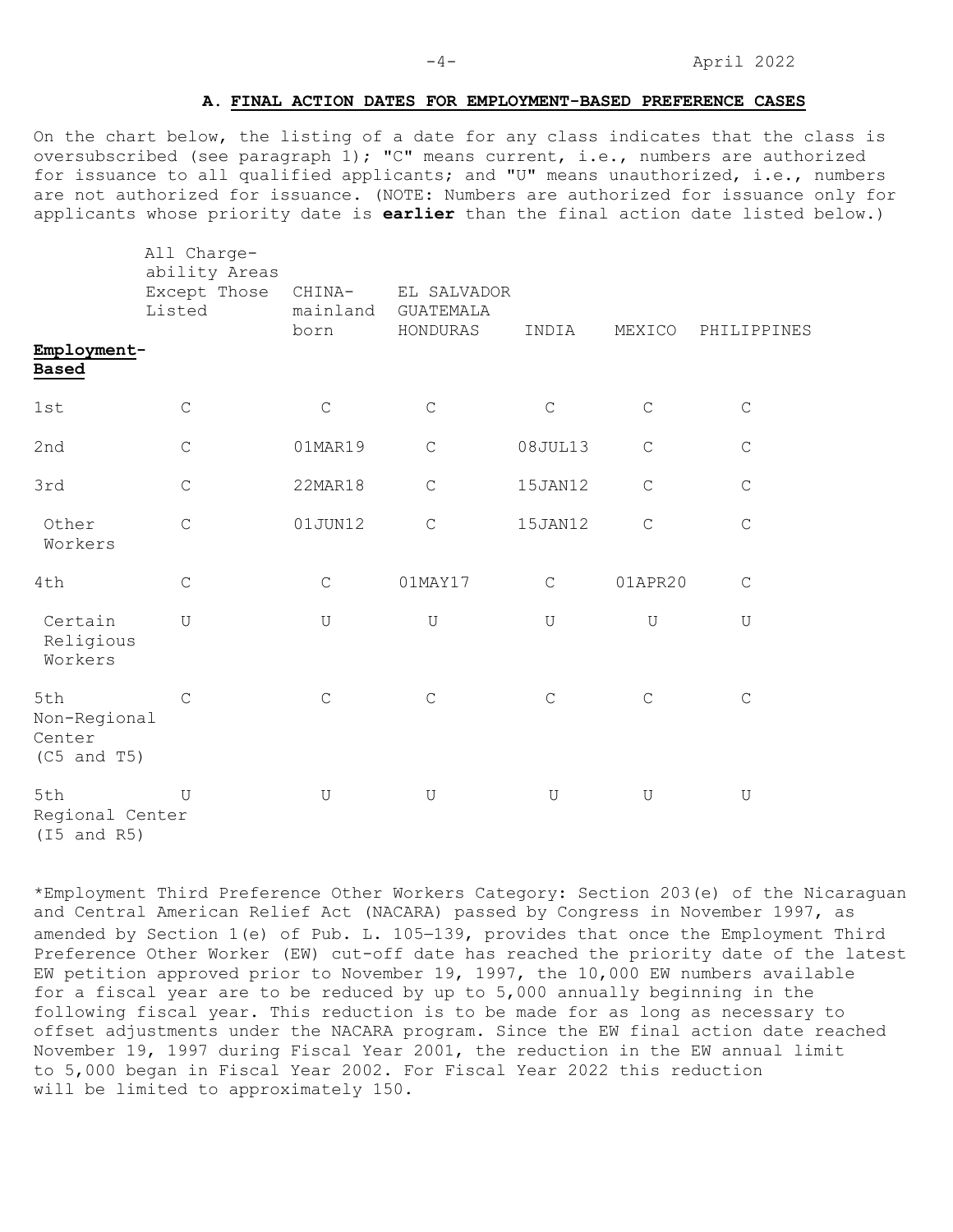## A. FINAL ACTION DATES FOR EMPLOYMENT-BASED PREFERENCE CASES

On the chart below, the listing of a date for any class indicates that the class is oversubscribed (see paragraph 1); "C" means current, i.e., numbers are authorized for issuance to all qualified applicants; and "U" means unauthorized, i.e., numbers are not authorized for issuance. (NOTE: Numbers are authorized for issuance only for applicants whose priority date is **earlier** than the final action date listed below.)

| Employment-Based | All Chargeability Areas Except Those Listed | CHINA-mainland born | EL SALVADOR GUATEMALA HONDURAS | INDIA | MEXICO | PHILIPPINES |
|---|---|---|---|---|---|---|
| 1st | C | C | C | C | C | C |
| 2nd | C | 01MAR19 | C | 08JUL13 | C | C |
| 3rd | C | 22MAR18 | C | 15JAN12 | C | C |
| Other Workers | C | 01JUN12 | C | 15JAN12 | C | C |
| 4th | C | C | 01MAY17 | C | 01APR20 | C |
| Certain Religious Workers | U | U | U | U | U | U |
| 5th Non-Regional Center (C5 and T5) | C | C | C | C | C | C |
| 5th Regional Center (I5 and R5) | U | U | U | U | U | U |

*Employment Third Preference Other Workers Category: Section 203(e) of the Nicaraguan and Central American Relief Act (NACARA) passed by Congress in November 1997, as amended by Section 1(e) of Pub. L. 105–139, provides that once the Employment Third Preference Other Worker (EW) cut-off date has reached the priority date of the latest EW petition approved prior to November 19, 1997, the 10,000 EW numbers available for a fiscal year are to be reduced by up to 5,000 annually beginning in the following fiscal year. This reduction is to be made for as long as necessary to offset adjustments under the NACARA program. Since the EW final action date reached November 19, 1997 during Fiscal Year 2001, the reduction in the EW annual limit to 5,000 began in Fiscal Year 2002. For Fiscal Year 2022 this reduction will be limited to approximately 150.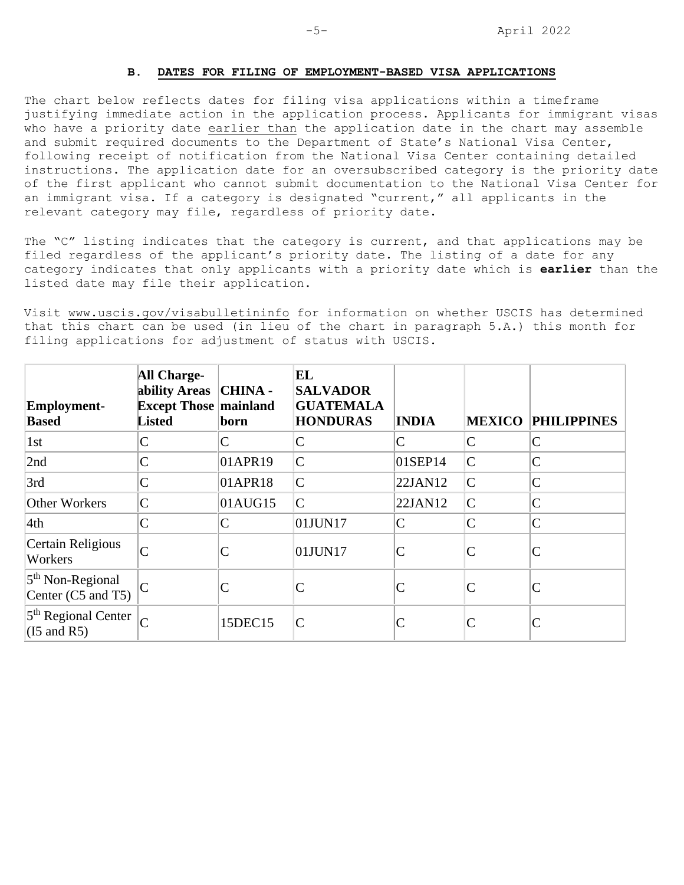### B. DATES FOR FILING OF EMPLOYMENT-BASED VISA APPLICATIONS

The chart below reflects dates for filing visa applications within a timeframe justifying immediate action in the application process. Applicants for immigrant visas who have a priority date earlier than the application date in the chart may assemble and submit required documents to the Department of State's National Visa Center, following receipt of notification from the National Visa Center containing detailed instructions. The application date for an oversubscribed category is the priority date of the first applicant who cannot submit documentation to the National Visa Center for an immigrant visa. If a category is designated "current," all applicants in the relevant category may file, regardless of priority date.

The "C" listing indicates that the category is current, and that applications may be filed regardless of the applicant's priority date. The listing of a date for any category indicates that only applicants with a priority date which is **earlier** than the listed date may file their application.

Visit www.uscis.gov/visabulletininfo for information on whether USCIS has determined that this chart can be used (in lieu of the chart in paragraph 5.A.) this month for filing applications for adjustment of status with USCIS.

| Employment-Based | All Chargeability Areas Except Those Listed | CHINA - mainland born | EL SALVADOR GUATEMALA HONDURAS | INDIA | MEXICO | PHILIPPINES |
|---|---|---|---|---|---|---|
| 1st | C | C | C | C | C | C |
| 2nd | C | 01APR19 | C | 01SEP14 | C | C |
| 3rd | C | 01APR18 | C | 22JAN12 | C | C |
| Other Workers | C | 01AUG15 | C | 22JAN12 | C | C |
| 4th | C | C | 01JUN17 | C | C | C |
| Certain Religious Workers | C | C | 01JUN17 | C | C | C |
| 5th Non-Regional Center (C5 and T5) | C | C | C | C | C | C |
| 5th Regional Center (I5 and R5) | C | 15DEC15 | C | C | C | C |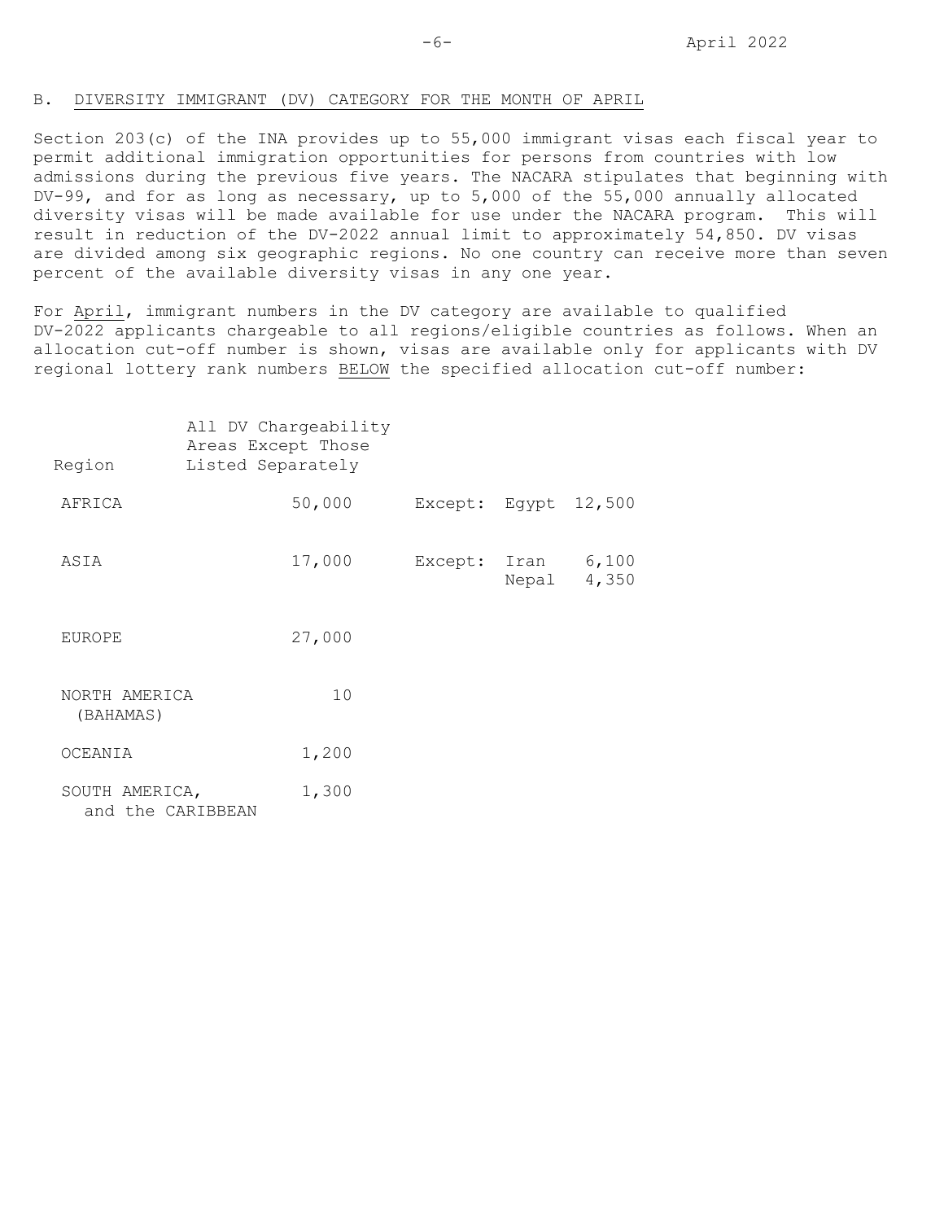## B. DIVERSITY IMMIGRANT (DV) CATEGORY FOR THE MONTH OF APRIL

Section 203(c) of the INA provides up to 55,000 immigrant visas each fiscal year to permit additional immigration opportunities for persons from countries with low admissions during the previous five years. The NACARA stipulates that beginning with DV-99, and for as long as necessary, up to 5,000 of the 55,000 annually allocated diversity visas will be made available for use under the NACARA program. This will result in reduction of the DV-2022 annual limit to approximately 54,850. DV visas are divided among six geographic regions. No one country can receive more than seven percent of the available diversity visas in any one year.

For April, immigrant numbers in the DV category are available to qualified DV-2022 applicants chargeable to all regions/eligible countries as follows. When an allocation cut-off number is shown, visas are available only for applicants with DV regional lottery rank numbers BELOW the specified allocation cut-off number:

| Region | All DV Chargeability Areas Except Those Listed Separately | | | |
|---|---|---|---|---|
| AFRICA | 50,000 | Except: | Egypt | 12,500 |
| ASIA | 17,000 | Except: | Iran | 6,100 |
| | | | Nepal | 4,350 |
| EUROPE | 27,000 | | | |
| NORTH AMERICA (BAHAMAS) | 10 | | | |
| OCEANIA | 1,200 | | | |
| SOUTH AMERICA, and the CARIBBEAN | 1,300 | | | |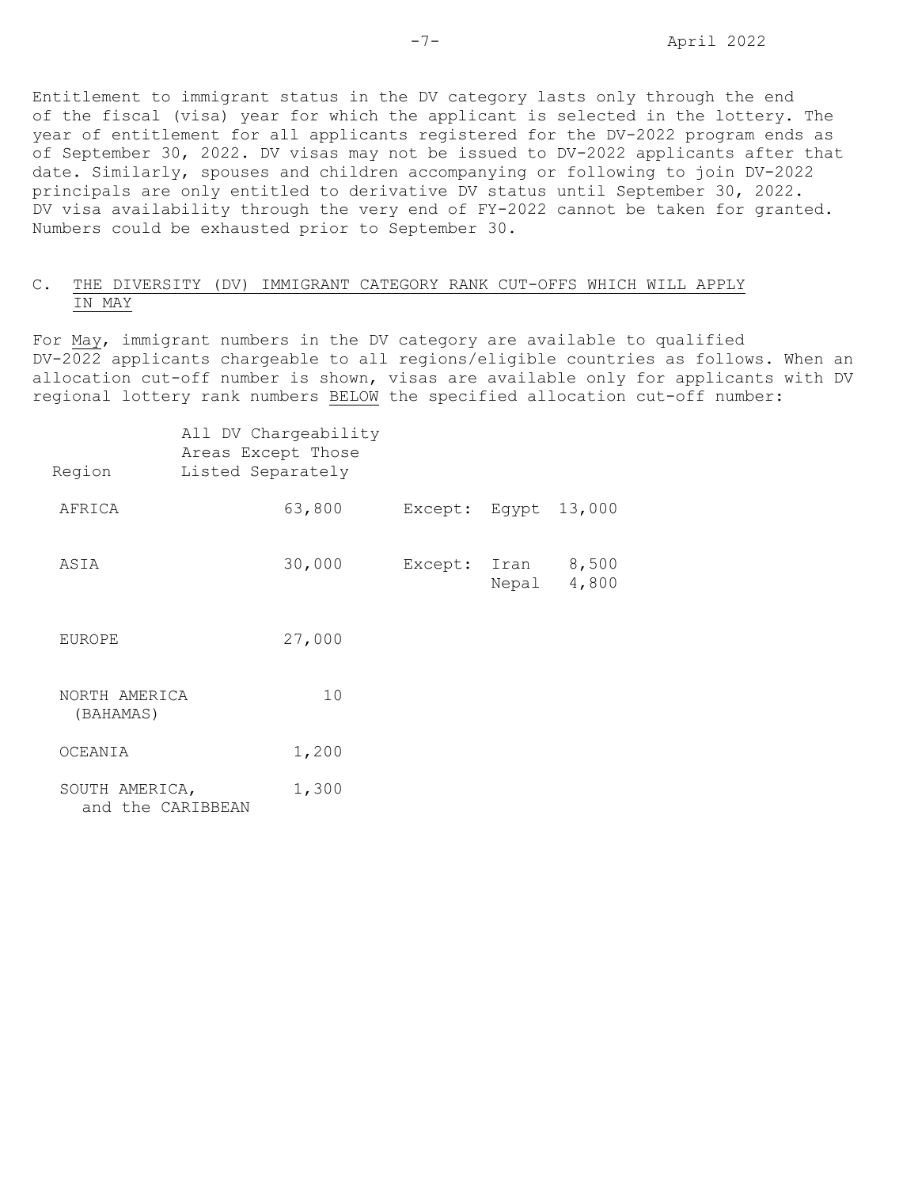Entitlement to immigrant status in the DV category lasts only through the end of the fiscal (visa) year for which the applicant is selected in the lottery. The year of entitlement for all applicants registered for the DV-2022 program ends as of September 30, 2022. DV visas may not be issued to DV-2022 applicants after that date. Similarly, spouses and children accompanying or following to join DV-2022 principals are only entitled to derivative DV status until September 30, 2022. DV visa availability through the very end of FY-2022 cannot be taken for granted. Numbers could be exhausted prior to September 30.

## C. THE DIVERSITY (DV) IMMIGRANT CATEGORY RANK CUT-OFFS WHICH WILL APPLY IN MAY

For May, immigrant numbers in the DV category are available to qualified DV-2022 applicants chargeable to all regions/eligible countries as follows. When an allocation cut-off number is shown, visas are available only for applicants with DV regional lottery rank numbers BELOW the specified allocation cut-off number:

| Region | All DV Chargeability Areas Except Those Listed Separately | | | |
|---|---|---|---|---|
| AFRICA | 63,800 | Except: | Egypt | 13,000 |
| ASIA | 30,000 | Except: | Iran | 8,500 |
| | | | Nepal | 4,800 |
| EUROPE | 27,000 | | | |
| NORTH AMERICA (BAHAMAS) | 10 | | | |
| OCEANIA | 1,200 | | | |
| SOUTH AMERICA, and the CARIBBEAN | 1,300 | | | |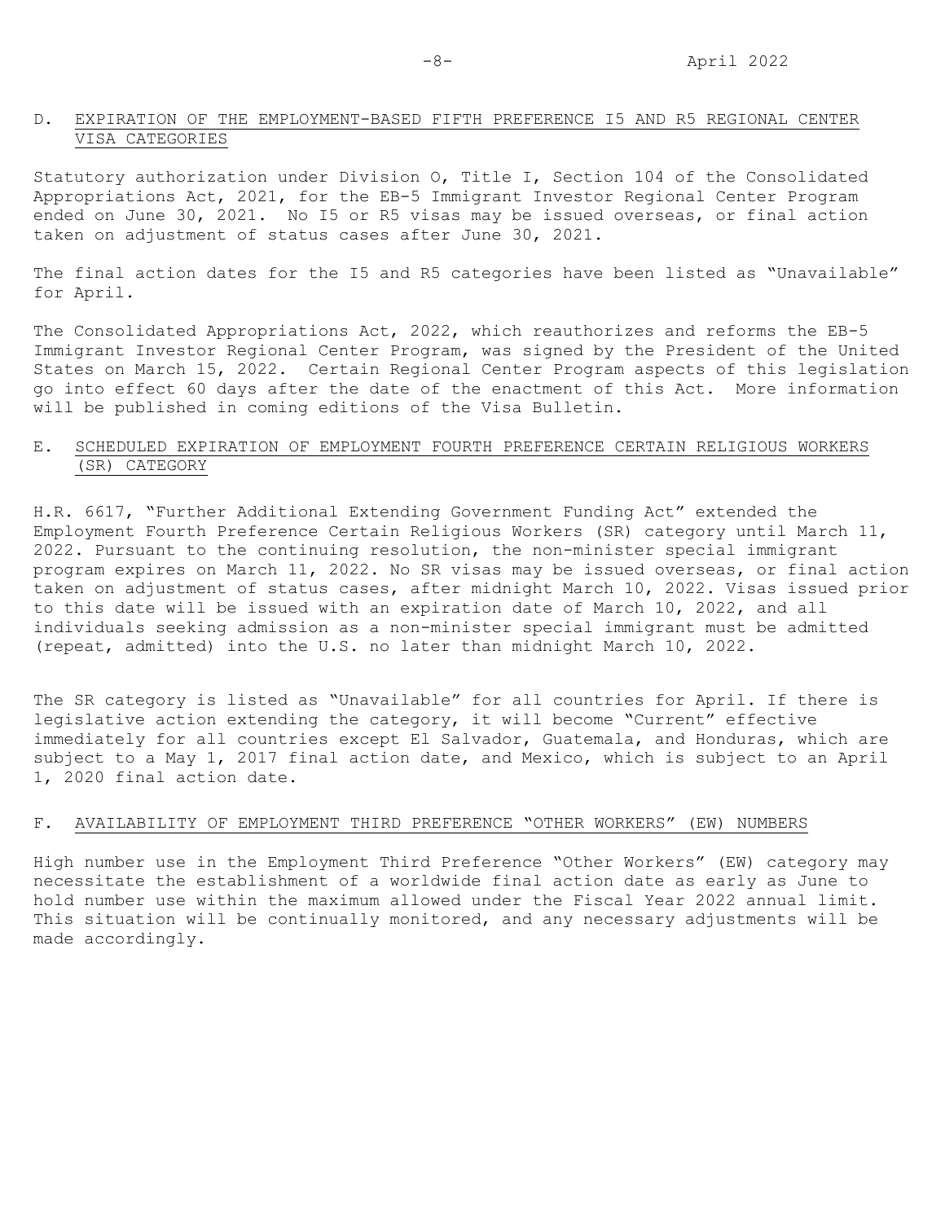## D. EXPIRATION OF THE EMPLOYMENT-BASED FIFTH PREFERENCE I5 AND R5 REGIONAL CENTER VISA CATEGORIES

Statutory authorization under Division O, Title I, Section 104 of the Consolidated Appropriations Act, 2021, for the EB-5 Immigrant Investor Regional Center Program ended on June 30, 2021. No I5 or R5 visas may be issued overseas, or final action taken on adjustment of status cases after June 30, 2021.

The final action dates for the I5 and R5 categories have been listed as "Unavailable" for April.

The Consolidated Appropriations Act, 2022, which reauthorizes and reforms the EB-5 Immigrant Investor Regional Center Program, was signed by the President of the United States on March 15, 2022. Certain Regional Center Program aspects of this legislation go into effect 60 days after the date of the enactment of this Act. More information will be published in coming editions of the Visa Bulletin.

## E. SCHEDULED EXPIRATION OF EMPLOYMENT FOURTH PREFERENCE CERTAIN RELIGIOUS WORKERS (SR) CATEGORY

H.R. 6617, "Further Additional Extending Government Funding Act" extended the Employment Fourth Preference Certain Religious Workers (SR) category until March 11, 2022. Pursuant to the continuing resolution, the non-minister special immigrant program expires on March 11, 2022. No SR visas may be issued overseas, or final action taken on adjustment of status cases, after midnight March 10, 2022. Visas issued prior to this date will be issued with an expiration date of March 10, 2022, and all individuals seeking admission as a non-minister special immigrant must be admitted (repeat, admitted) into the U.S. no later than midnight March 10, 2022.

The SR category is listed as "Unavailable" for all countries for April. If there is legislative action extending the category, it will become "Current" effective immediately for all countries except El Salvador, Guatemala, and Honduras, which are subject to a May 1, 2017 final action date, and Mexico, which is subject to an April 1, 2020 final action date.

## F. AVAILABILITY OF EMPLOYMENT THIRD PREFERENCE "OTHER WORKERS" (EW) NUMBERS

High number use in the Employment Third Preference "Other Workers" (EW) category may necessitate the establishment of a worldwide final action date as early as June to hold number use within the maximum allowed under the Fiscal Year 2022 annual limit. This situation will be continually monitored, and any necessary adjustments will be made accordingly.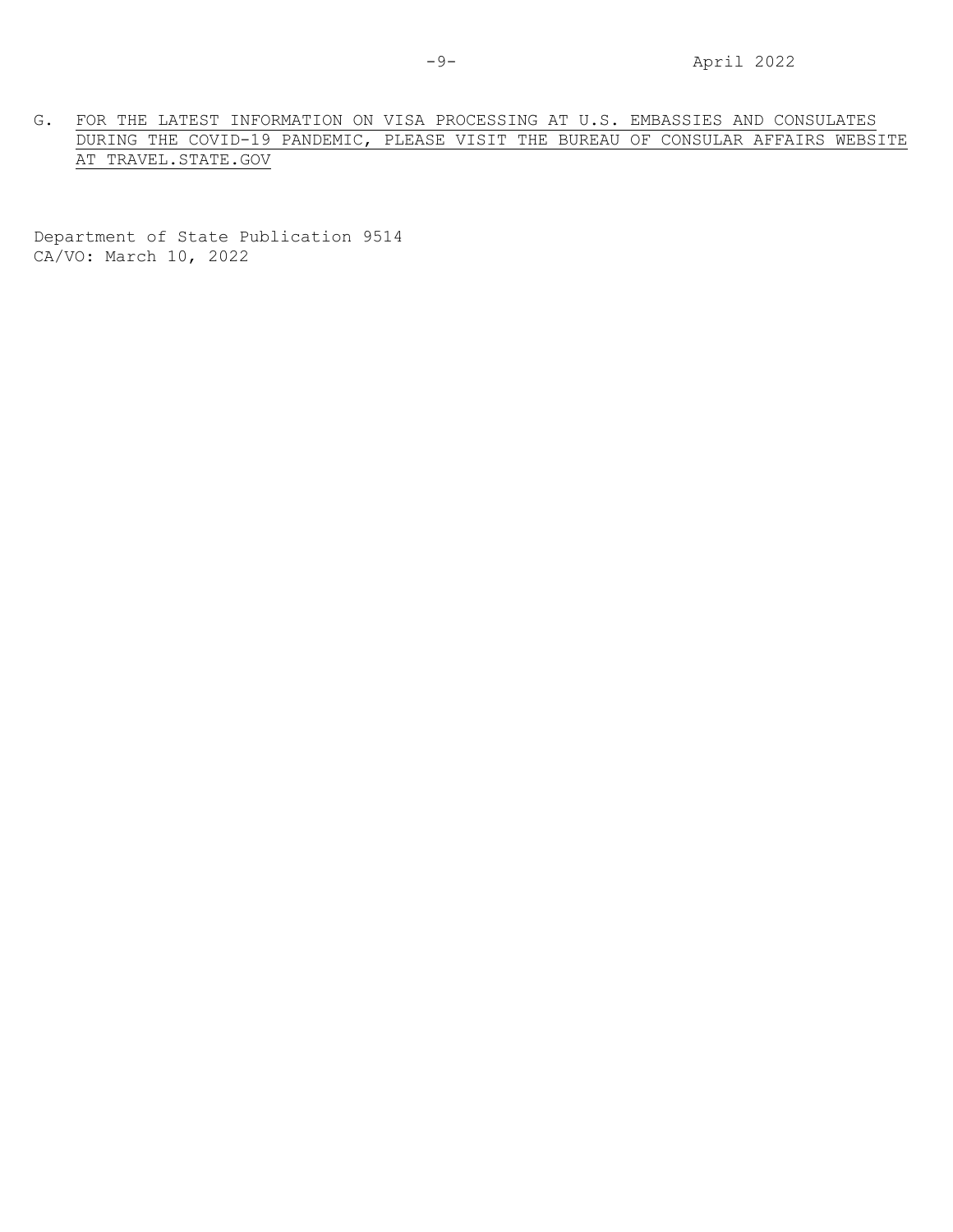G. <u>FOR THE LATEST INFORMATION ON VISA PROCESSING AT U.S. EMBASSIES AND CONSULATES DURING THE COVID-19 PANDEMIC, PLEASE VISIT THE BUREAU OF CONSULAR AFFAIRS WEBSITE AT TRAVEL.STATE.GOV</u>

Department of State Publication 9514
CA/VO: March 10, 2022